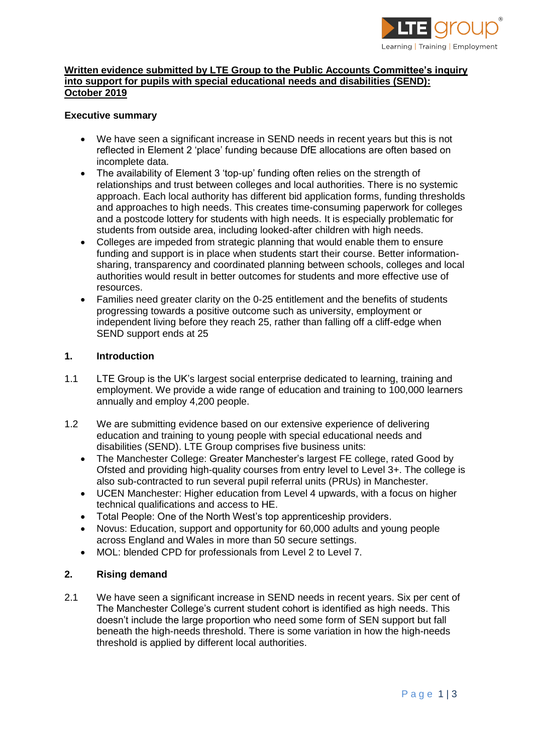**Written evidence submitted by LTE Group to the Public Accounts Committee's inquiry into support for pupils with special educational needs and disabilities (SEND): October 2019**

**Executive summary**

- We have seen a significant increase in SEND needs in recent years but this is not reflected in Element 2 'place' funding because DfE allocations are often based on incomplete data.
- The availability of Element 3 'top-up' funding often relies on the strength of relationships and trust between colleges and local authorities. There is no systemic approach. Each local authority has different bid application forms, funding thresholds and approaches to high needs. This creates time-consuming paperwork for colleges and a postcode lottery for students with high needs. It is especially problematic for students from outside area, including looked-after children with high needs.
- Colleges are impeded from strategic planning that would enable them to ensure funding and support is in place when students start their course. Better information-sharing, transparency and coordinated planning between schools, colleges and local authorities would result in better outcomes for students and more effective use of resources.
- Families need greater clarity on the 0-25 entitlement and the benefits of students progressing towards a positive outcome such as university, employment or independent living before they reach 25, rather than falling off a cliff-edge when SEND support ends at 25

**1. Introduction**

1.1 LTE Group is the UK's largest social enterprise dedicated to learning, training and employment. We provide a wide range of education and training to 100,000 learners annually and employ 4,200 people.

1.2 We are submitting evidence based on our extensive experience of delivering education and training to young people with special educational needs and disabilities (SEND). LTE Group comprises five business units:

- The Manchester College: Greater Manchester's largest FE college, rated Good by Ofsted and providing high-quality courses from entry level to Level 3+. The college is also sub-contracted to run several pupil referral units (PRUs) in Manchester.
- UCEN Manchester: Higher education from Level 4 upwards, with a focus on higher technical qualifications and access to HE.
- Total People: One of the North West's top apprenticeship providers.
- Novus: Education, support and opportunity for 60,000 adults and young people across England and Wales in more than 50 secure settings.
- MOL: blended CPD for professionals from Level 2 to Level 7.

**2. Rising demand**

2.1 We have seen a significant increase in SEND needs in recent years. Six per cent of The Manchester College's current student cohort is identified as high needs. This doesn't include the large proportion who need some form of SEN support but fall beneath the high-needs threshold. There is some variation in how the high-needs threshold is applied by different local authorities.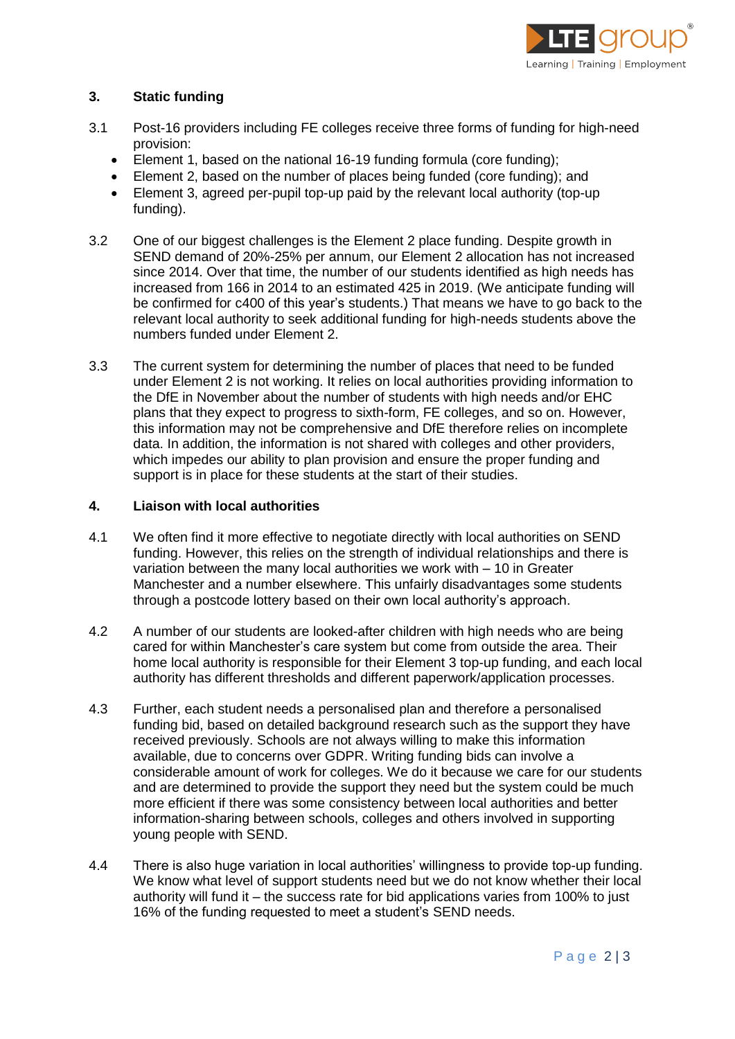## 3. Static funding

3.1 Post-16 providers including FE colleges receive three forms of funding for high-need provision:

- Element 1, based on the national 16-19 funding formula (core funding);
- Element 2, based on the number of places being funded (core funding); and
- Element 3, agreed per-pupil top-up paid by the relevant local authority (top-up funding).

3.2 One of our biggest challenges is the Element 2 place funding. Despite growth in SEND demand of 20%-25% per annum, our Element 2 allocation has not increased since 2014. Over that time, the number of our students identified as high needs has increased from 166 in 2014 to an estimated 425 in 2019. (We anticipate funding will be confirmed for c400 of this year's students.) That means we have to go back to the relevant local authority to seek additional funding for high-needs students above the numbers funded under Element 2.

3.3 The current system for determining the number of places that need to be funded under Element 2 is not working. It relies on local authorities providing information to the DfE in November about the number of students with high needs and/or EHC plans that they expect to progress to sixth-form, FE colleges, and so on. However, this information may not be comprehensive and DfE therefore relies on incomplete data. In addition, the information is not shared with colleges and other providers, which impedes our ability to plan provision and ensure the proper funding and support is in place for these students at the start of their studies.

## 4. Liaison with local authorities

4.1 We often find it more effective to negotiate directly with local authorities on SEND funding. However, this relies on the strength of individual relationships and there is variation between the many local authorities we work with – 10 in Greater Manchester and a number elsewhere. This unfairly disadvantages some students through a postcode lottery based on their own local authority's approach.

4.2 A number of our students are looked-after children with high needs who are being cared for within Manchester's care system but come from outside the area. Their home local authority is responsible for their Element 3 top-up funding, and each local authority has different thresholds and different paperwork/application processes.

4.3 Further, each student needs a personalised plan and therefore a personalised funding bid, based on detailed background research such as the support they have received previously. Schools are not always willing to make this information available, due to concerns over GDPR. Writing funding bids can involve a considerable amount of work for colleges. We do it because we care for our students and are determined to provide the support they need but the system could be much more efficient if there was some consistency between local authorities and better information-sharing between schools, colleges and others involved in supporting young people with SEND.

4.4 There is also huge variation in local authorities' willingness to provide top-up funding. We know what level of support students need but we do not know whether their local authority will fund it – the success rate for bid applications varies from 100% to just 16% of the funding requested to meet a student's SEND needs.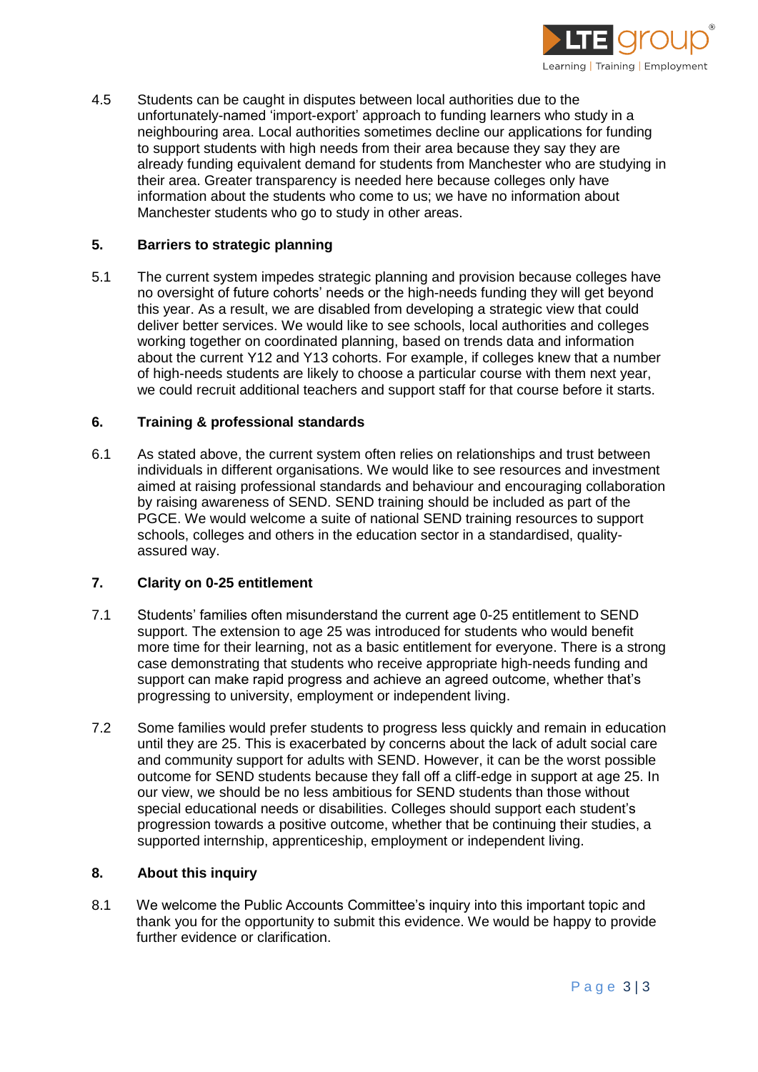4.5 Students can be caught in disputes between local authorities due to the unfortunately-named 'import-export' approach to funding learners who study in a neighbouring area. Local authorities sometimes decline our applications for funding to support students with high needs from their area because they say they are already funding equivalent demand for students from Manchester who are studying in their area. Greater transparency is needed here because colleges only have information about the students who come to us; we have no information about Manchester students who go to study in other areas.

## 5. Barriers to strategic planning

5.1 The current system impedes strategic planning and provision because colleges have no oversight of future cohorts' needs or the high-needs funding they will get beyond this year. As a result, we are disabled from developing a strategic view that could deliver better services. We would like to see schools, local authorities and colleges working together on coordinated planning, based on trends data and information about the current Y12 and Y13 cohorts. For example, if colleges knew that a number of high-needs students are likely to choose a particular course with them next year, we could recruit additional teachers and support staff for that course before it starts.

## 6. Training & professional standards

6.1 As stated above, the current system often relies on relationships and trust between individuals in different organisations. We would like to see resources and investment aimed at raising professional standards and behaviour and encouraging collaboration by raising awareness of SEND. SEND training should be included as part of the PGCE. We would welcome a suite of national SEND training resources to support schools, colleges and others in the education sector in a standardised, quality-assured way.

## 7. Clarity on 0-25 entitlement

7.1 Students' families often misunderstand the current age 0-25 entitlement to SEND support. The extension to age 25 was introduced for students who would benefit more time for their learning, not as a basic entitlement for everyone. There is a strong case demonstrating that students who receive appropriate high-needs funding and support can make rapid progress and achieve an agreed outcome, whether that's progressing to university, employment or independent living.

7.2 Some families would prefer students to progress less quickly and remain in education until they are 25. This is exacerbated by concerns about the lack of adult social care and community support for adults with SEND. However, it can be the worst possible outcome for SEND students because they fall off a cliff-edge in support at age 25. In our view, we should be no less ambitious for SEND students than those without special educational needs or disabilities. Colleges should support each student's progression towards a positive outcome, whether that be continuing their studies, a supported internship, apprenticeship, employment or independent living.

## 8. About this inquiry

8.1 We welcome the Public Accounts Committee's inquiry into this important topic and thank you for the opportunity to submit this evidence. We would be happy to provide further evidence or clarification.